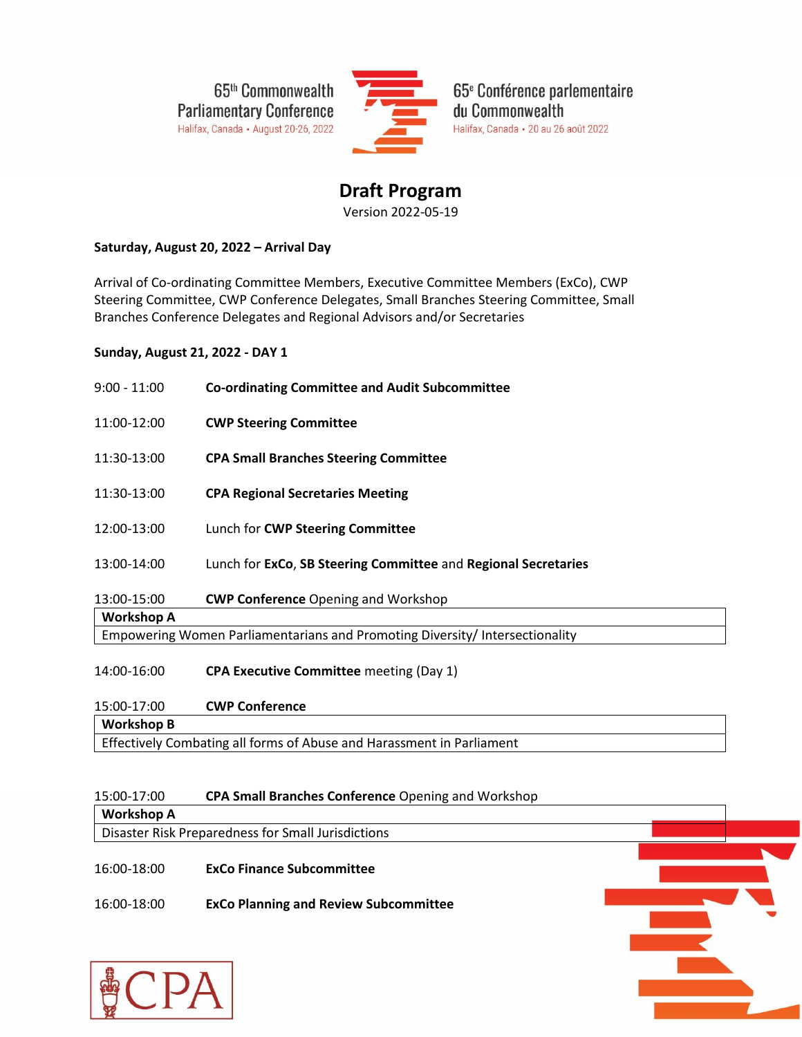65th Commonwealth Parliamentary Conference
Halifax, Canada • August 20-26, 2022

65e Conférence parlementaire du Commonwealth
Halifax, Canada • 20 au 26 août 2022

# Draft Program

Version 2022-05-19

**Saturday, August 20, 2022 – Arrival Day**

Arrival of Co-ordinating Committee Members, Executive Committee Members (ExCo), CWP Steering Committee, CWP Conference Delegates, Small Branches Steering Committee, Small Branches Conference Delegates and Regional Advisors and/or Secretaries

**Sunday, August 21, 2022 - DAY 1**

9:00 - 11:00 **Co-ordinating Committee and Audit Subcommittee**

11:00-12:00 **CWP Steering Committee**

11:30-13:00 **CPA Small Branches Steering Committee**

11:30-13:00 **CPA Regional Secretaries Meeting**

12:00-13:00 Lunch for **CWP Steering Committee**

13:00-14:00 Lunch for **ExCo**, **SB Steering Committee** and **Regional Secretaries**

13:00-15:00 **CWP Conference** Opening and Workshop

| **Workshop A** |
|---|
| Empowering Women Parliamentarians and Promoting Diversity/ Intersectionality |

14:00-16:00 **CPA Executive Committee** meeting (Day 1)

15:00-17:00 **CWP Conference**

| **Workshop B** |
|---|
| Effectively Combating all forms of Abuse and Harassment in Parliament |

15:00-17:00 **CPA Small Branches Conference** Opening and Workshop

| **Workshop A** |
|---|
| Disaster Risk Preparedness for Small Jurisdictions |

16:00-18:00 **ExCo Finance Subcommittee**

16:00-18:00 **ExCo Planning and Review Subcommittee**

CPA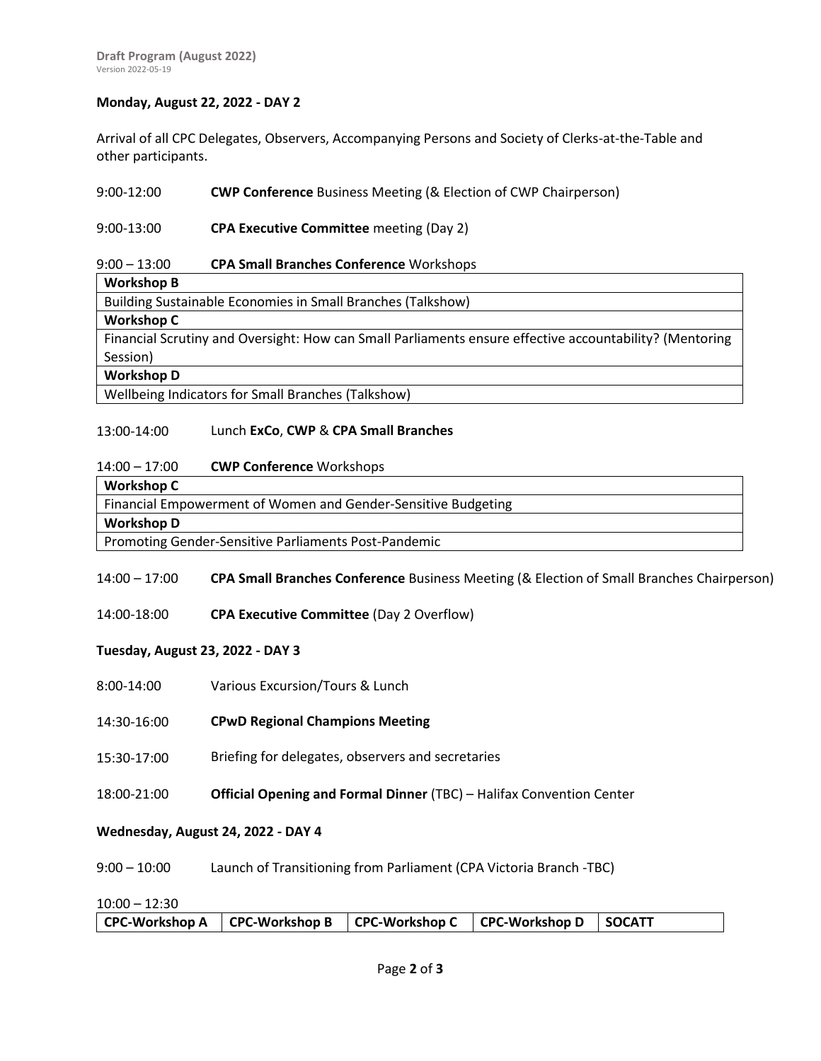**Draft Program (August 2022)**
Version 2022-05-19

### Monday, August 22, 2022 - DAY 2

Arrival of all CPC Delegates, Observers, Accompanying Persons and Society of Clerks-at-the-Table and other participants.

9:00-12:00 **CWP Conference** Business Meeting (& Election of CWP Chairperson)

9:00-13:00 **CPA Executive Committee** meeting (Day 2)

9:00 – 13:00 **CPA Small Branches Conference** Workshops

| **Workshop B** |
|---|
| Building Sustainable Economies in Small Branches (Talkshow) |
| **Workshop C** |
| Financial Scrutiny and Oversight: How can Small Parliaments ensure effective accountability? (Mentoring Session) |
| **Workshop D** |
| Wellbeing Indicators for Small Branches (Talkshow) |

13:00-14:00 Lunch **ExCo**, **CWP** & **CPA Small Branches**

14:00 – 17:00 **CWP Conference** Workshops

| **Workshop C** |
|---|
| Financial Empowerment of Women and Gender-Sensitive Budgeting |
| **Workshop D** |
| Promoting Gender-Sensitive Parliaments Post-Pandemic |

14:00 – 17:00 **CPA Small Branches Conference** Business Meeting (& Election of Small Branches Chairperson)

14:00-18:00 **CPA Executive Committee** (Day 2 Overflow)

### Tuesday, August 23, 2022 - DAY 3

8:00-14:00 Various Excursion/Tours & Lunch

14:30-16:00 **CPwD Regional Champions Meeting**

15:30-17:00 Briefing for delegates, observers and secretaries

18:00-21:00 **Official Opening and Formal Dinner** (TBC) – Halifax Convention Center

### Wednesday, August 24, 2022 - DAY 4

9:00 – 10:00 Launch of Transitioning from Parliament (CPA Victoria Branch -TBC)

10:00 – 12:30

| CPC-Workshop A | CPC-Workshop B | CPC-Workshop C | CPC-Workshop D | SOCATT |
|---|---|---|---|---|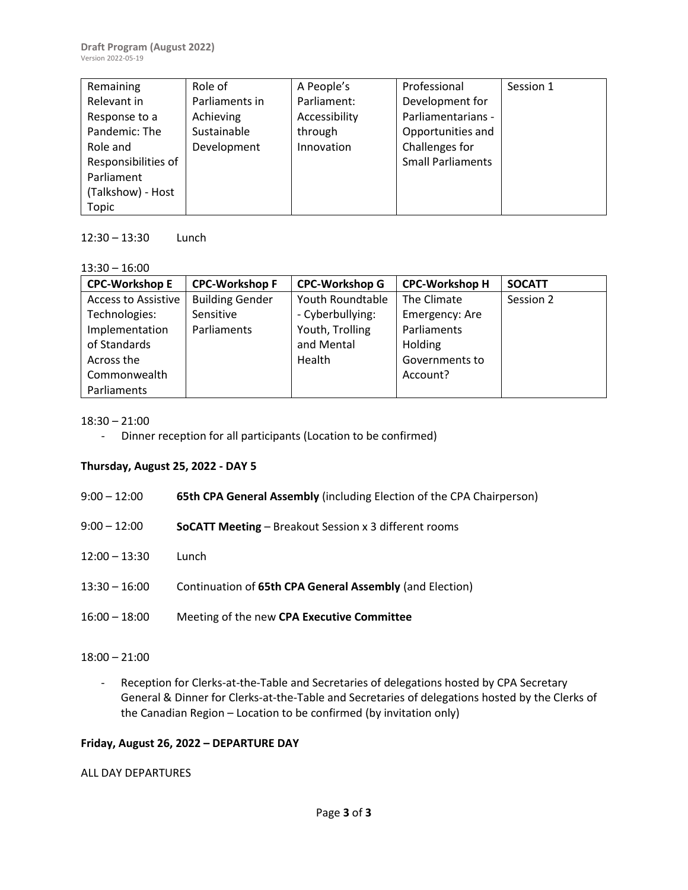| | | | | |
|---|---|---|---|---|
| Remaining Relevant in Response to a Pandemic: The Role and Responsibilities of Parliament (Talkshow) - Host Topic | Role of Parliaments in Achieving Sustainable Development | A People's Parliament: Accessibility through Innovation | Professional Development for Parliamentarians - Opportunities and Challenges for Small Parliaments | Session 1 |

12:30 – 13:30 Lunch

13:30 – 16:00

| CPC-Workshop E | CPC-Workshop F | CPC-Workshop G | CPC-Workshop H | SOCATT |
|---|---|---|---|---|
| Access to Assistive Technologies: Implementation of Standards Across the Commonwealth Parliaments | Building Gender Sensitive Parliaments | Youth Roundtable - Cyberbullying: Youth, Trolling and Mental Health | The Climate Emergency: Are Parliaments Holding Governments to Account? | Session 2 |

18:30 – 21:00

- Dinner reception for all participants (Location to be confirmed)

**Thursday, August 25, 2022 - DAY 5**

9:00 – 12:00 **65th CPA General Assembly** (including Election of the CPA Chairperson)

9:00 – 12:00 **SoCATT Meeting** – Breakout Session x 3 different rooms

12:00 – 13:30 Lunch

13:30 – 16:00 Continuation of **65th CPA General Assembly** (and Election)

16:00 – 18:00 Meeting of the new **CPA Executive Committee**

18:00 – 21:00

- Reception for Clerks-at-the-Table and Secretaries of delegations hosted by CPA Secretary General & Dinner for Clerks-at-the-Table and Secretaries of delegations hosted by the Clerks of the Canadian Region – Location to be confirmed (by invitation only)

**Friday, August 26, 2022 – DEPARTURE DAY**

ALL DAY DEPARTURES